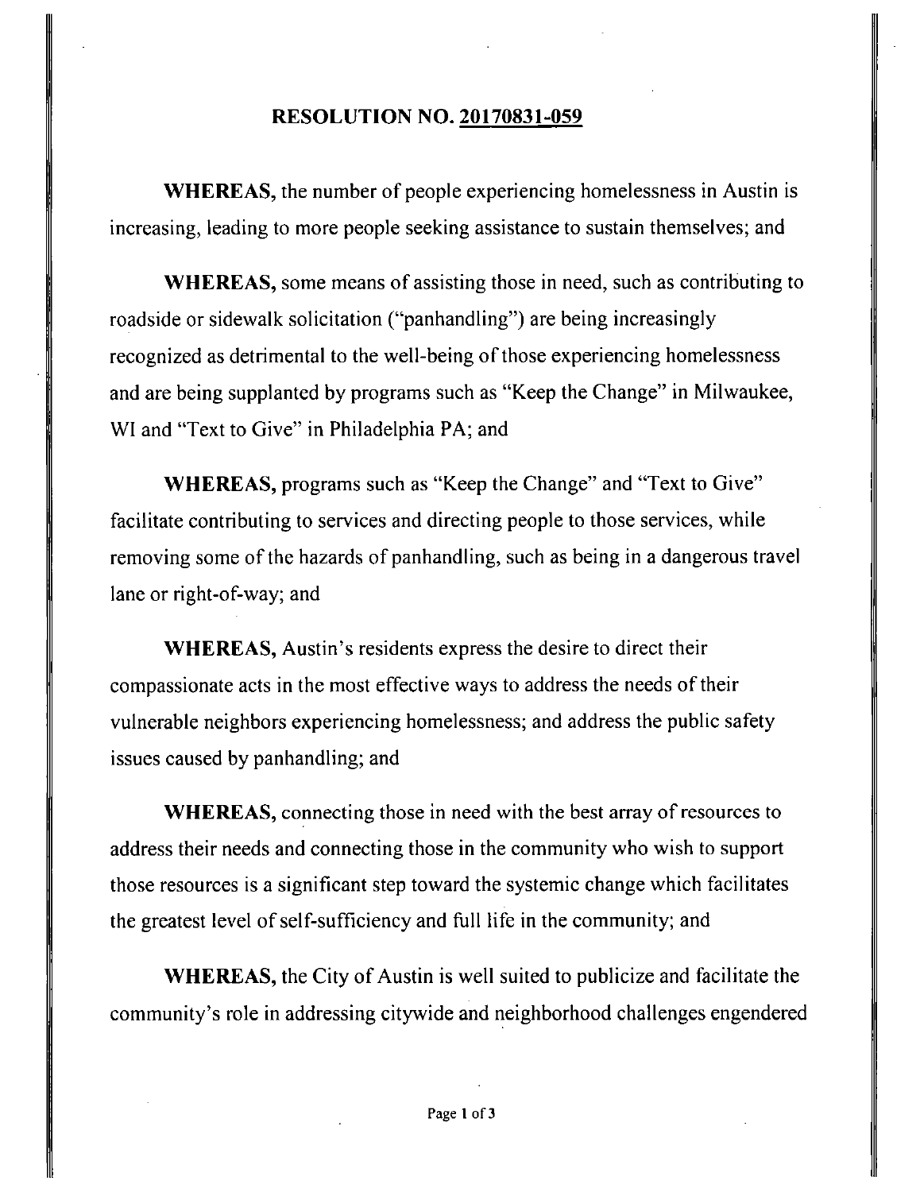# RESOLUTION NO. 20170831-059

**WHEREAS,** the number of people experiencing homelessness in Austin is increasing, leading to more people seeking assistance to sustain themselves; and

**WHEREAS,** some means of assisting those in need, such as contributing to roadside or sidewalk solicitation ("panhandling") are being increasingly recognized as detrimental to the well-being of those experiencing homelessness and are being supplanted by programs such as "Keep the Change" in Milwaukee, WI and "Text to Give" in Philadelphia PA; and

**WHEREAS,** programs such as "Keep the Change" and "Text to Give" facilitate contributing to services and directing people to those services, while removing some of the hazards of panhandling, such as being in a dangerous travel lane or right-of-way; and

**WHEREAS,** Austin's residents express the desire to direct their compassionate acts in the most effective ways to address the needs of their vulnerable neighbors experiencing homelessness; and address the public safety issues caused by panhandling; and

**WHEREAS,** connecting those in need with the best array of resources to address their needs and connecting those in the community who wish to support those resources is a significant step toward the systemic change which facilitates the greatest level of self-sufficiency and full life in the community; and

**WHEREAS,** the City of Austin is well suited to publicize and facilitate the community's role in addressing citywide and neighborhood challenges engendered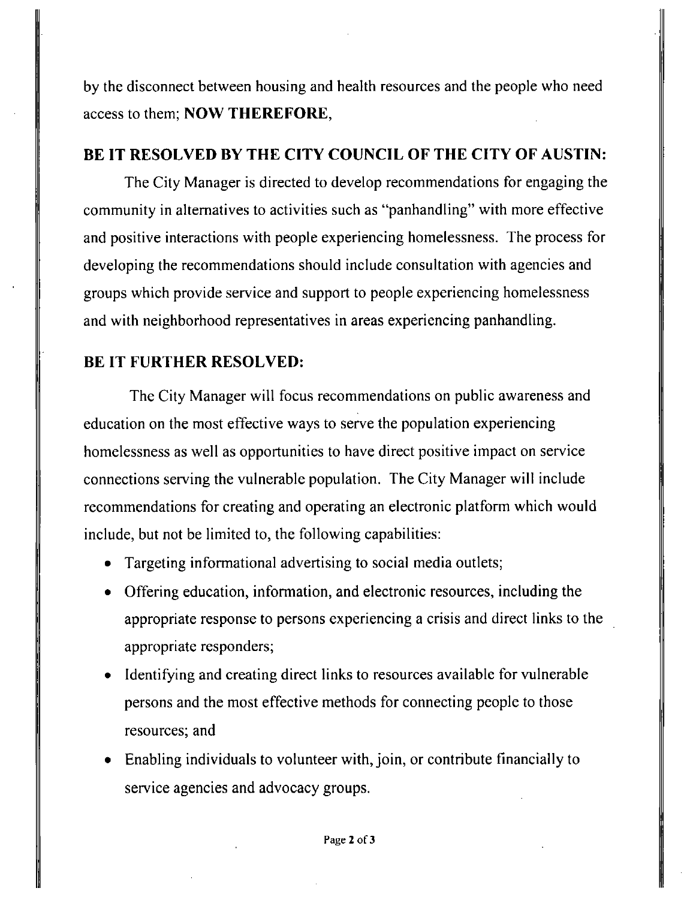by the disconnect between housing and health resources and the people who need access to them; **NOW THEREFORE,**

## BE IT RESOLVED BY THE CITY COUNCIL OF THE CITY OF AUSTIN:

The City Manager is directed to develop recommendations for engaging the community in alternatives to activities such as "panhandling" with more effective and positive interactions with people experiencing homelessness. The process for developing the recommendations should include consultation with agencies and groups which provide service and support to people experiencing homelessness and with neighborhood representatives in areas experiencing panhandling.

## BE IT FURTHER RESOLVED:

The City Manager will focus recommendations on public awareness and education on the most effective ways to serve the population experiencing homelessness as well as opportunities to have direct positive impact on service connections serving the vulnerable population. The City Manager will include recommendations for creating and operating an electronic platform which would include, but not be limited to, the following capabilities:

- Targeting informational advertising to social media outlets;
- Offering education, information, and electronic resources, including the appropriate response to persons experiencing a crisis and direct links to the appropriate responders;
- Identifying and creating direct links to resources available for vulnerable persons and the most effective methods for connecting people to those resources; and
- Enabling individuals to volunteer with, join, or contribute financially to service agencies and advocacy groups.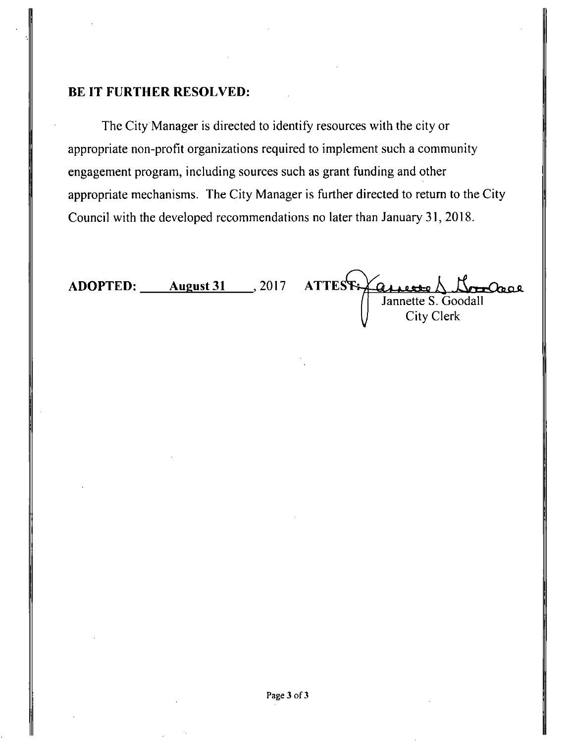**BE IT FURTHER RESOLVED:**

The City Manager is directed to identify resources with the city or appropriate non-profit organizations required to implement such a community engagement program, including sources such as grant funding and other appropriate mechanisms. The City Manager is further directed to return to the City Council with the developed recommendations no later than January 31, 2018.

**ADOPTED:** **August 31**, 2017 **ATTEST:** Jannette S. Goodall
City Clerk